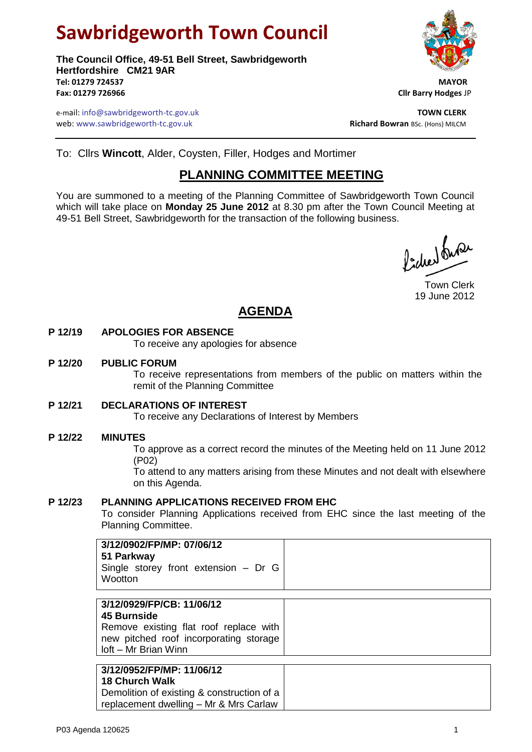# Sawbridgeworth Town Council

**The Council Office, 49-51 Bell Street, Sawbridgeworth**
**Hertfordshire CM21 9AR**
**Tel: 01279 724537**
**Fax: 01279 726966**

**MAYOR**
**Cllr Barry Hodges** JP

e-mail: info@sawbridgeworth-tc.gov.uk
web: www.sawbridgeworth-tc.gov.uk

**TOWN CLERK**
**Richard Bowran** BSc. (Hons) MILCM

To: Cllrs **Wincott**, Alder, Coysten, Filler, Hodges and Mortimer

## PLANNING COMMITTEE MEETING

You are summoned to a meeting of the Planning Committee of Sawbridgeworth Town Council which will take place on **Monday 25 June 2012** at 8.30 pm after the Town Council Meeting at 49-51 Bell Street, Sawbridgeworth for the transaction of the following business.

Town Clerk
19 June 2012

## AGENDA

**P 12/19 APOLOGIES FOR ABSENCE**

To receive any apologies for absence

**P 12/20 PUBLIC FORUM**

To receive representations from members of the public on matters within the remit of the Planning Committee

**P 12/21 DECLARATIONS OF INTEREST**

To receive any Declarations of Interest by Members

**P 12/22 MINUTES**

To approve as a correct record the minutes of the Meeting held on 11 June 2012 (P02)

To attend to any matters arising from these Minutes and not dealt with elsewhere on this Agenda.

**P 12/23 PLANNING APPLICATIONS RECEIVED FROM EHC**

To consider Planning Applications received from EHC since the last meeting of the Planning Committee.

| | |
|---|---|
| **3/12/0902/FP/MP: 07/06/12**<br>**51 Parkway**<br>Single storey front extension – Dr G Wootton | |
| **3/12/0929/FP/CB: 11/06/12**<br>**45 Burnside**<br>Remove existing flat roof replace with new pitched roof incorporating storage loft – Mr Brian Winn | |
| **3/12/0952/FP/MP: 11/06/12**<br>**18 Church Walk**<br>Demolition of existing & construction of a replacement dwelling – Mr & Mrs Carlaw | |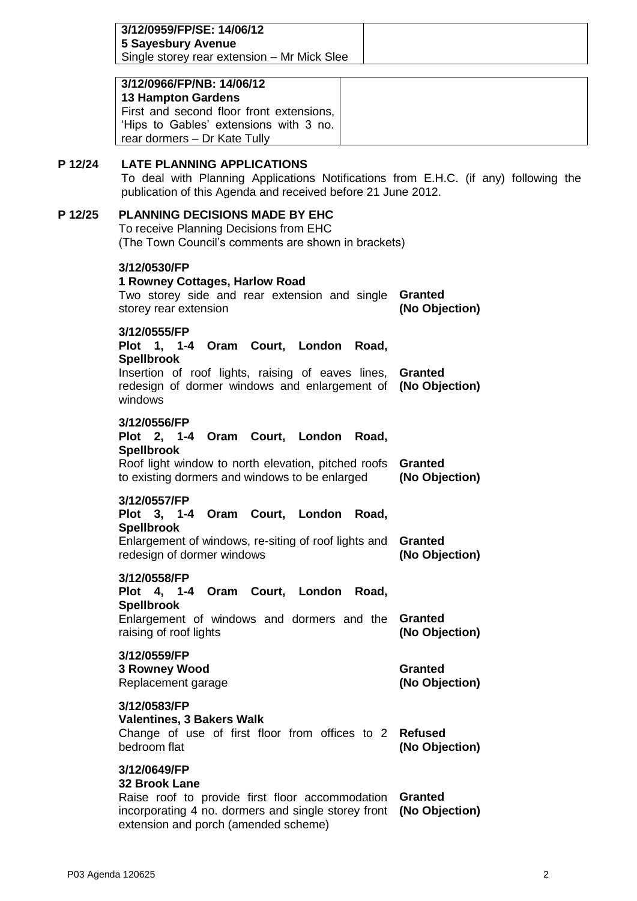| | |
|---|---|
| **3/12/0959/FP/SE: 14/06/12**<br>**5 Sayesbury Avenue**<br>Single storey rear extension – Mr Mick Slee | |

| | |
|---|---|
| **3/12/0966/FP/NB: 14/06/12**<br>**13 Hampton Gardens**<br>First and second floor front extensions, 'Hips to Gables' extensions with 3 no. rear dormers – Dr Kate Tully | |

## P 12/24 LATE PLANNING APPLICATIONS

To deal with Planning Applications Notifications from E.H.C. (if any) following the publication of this Agenda and received before 21 June 2012.

## P 12/25 PLANNING DECISIONS MADE BY EHC

To receive Planning Decisions from EHC
(The Town Council's comments are shown in brackets)

| | |
|---|---|
| **3/12/0530/FP**<br>**1 Rowney Cottages, Harlow Road**<br>Two storey side and rear extension and single storey rear extension | **Granted**<br>**(No Objection)** |
| **3/12/0555/FP**<br>**Plot 1, 1-4 Oram Court, London Road, Spellbrook**<br>Insertion of roof lights, raising of eaves lines, redesign of dormer windows and enlargement of windows | **Granted**<br>**(No Objection)** |
| **3/12/0556/FP**<br>**Plot 2, 1-4 Oram Court, London Road, Spellbrook**<br>Roof light window to north elevation, pitched roofs to existing dormers and windows to be enlarged | **Granted**<br>**(No Objection)** |
| **3/12/0557/FP**<br>**Plot 3, 1-4 Oram Court, London Road, Spellbrook**<br>Enlargement of windows, re-siting of roof lights and redesign of dormer windows | **Granted**<br>**(No Objection)** |
| **3/12/0558/FP**<br>**Plot 4, 1-4 Oram Court, London Road, Spellbrook**<br>Enlargement of windows and dormers and the raising of roof lights | **Granted**<br>**(No Objection)** |
| **3/12/0559/FP**<br>**3 Rowney Wood**<br>Replacement garage | **Granted**<br>**(No Objection)** |
| **3/12/0583/FP**<br>**Valentines, 3 Bakers Walk**<br>Change of use of first floor from offices to 2 bedroom flat | **Refused**<br>**(No Objection)** |
| **3/12/0649/FP**<br>**32 Brook Lane**<br>Raise roof to provide first floor accommodation incorporating 4 no. dormers and single storey front extension and porch (amended scheme) | **Granted**<br>**(No Objection)** |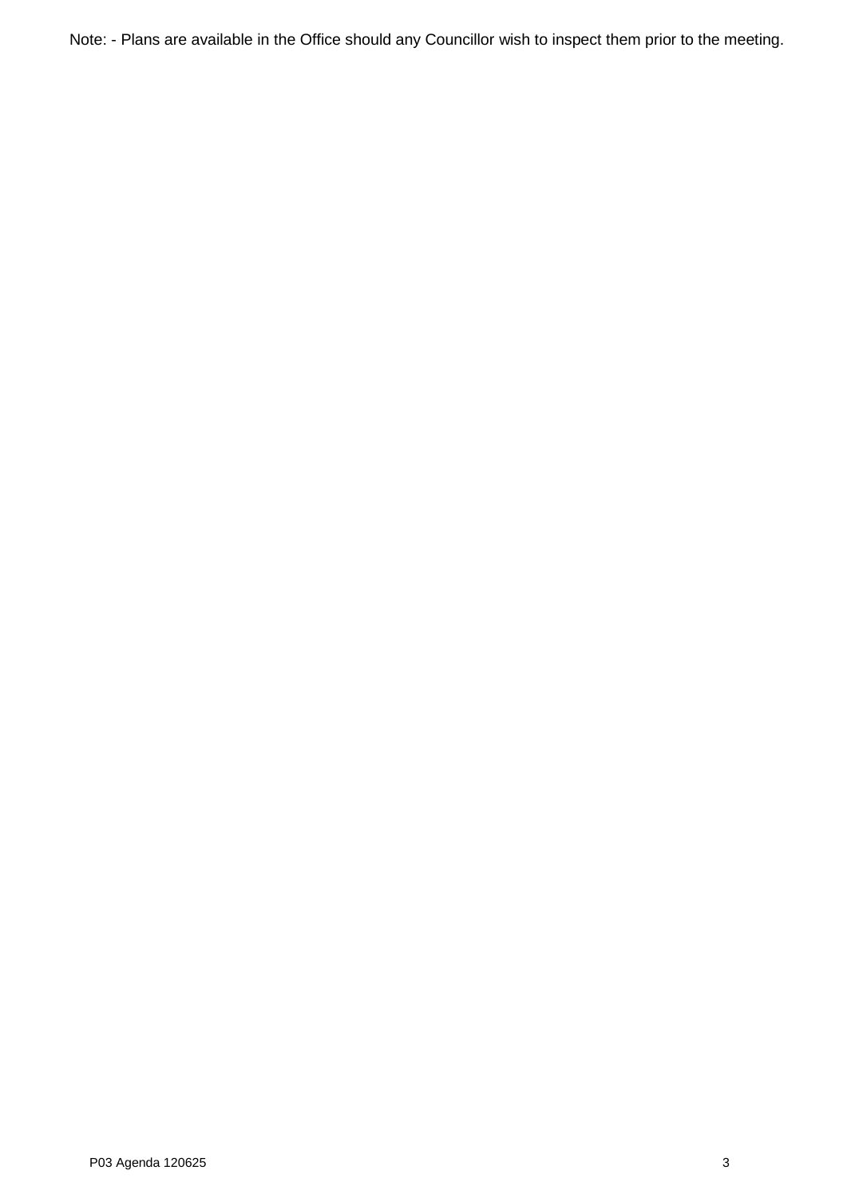Note: - Plans are available in the Office should any Councillor wish to inspect them prior to the meeting.